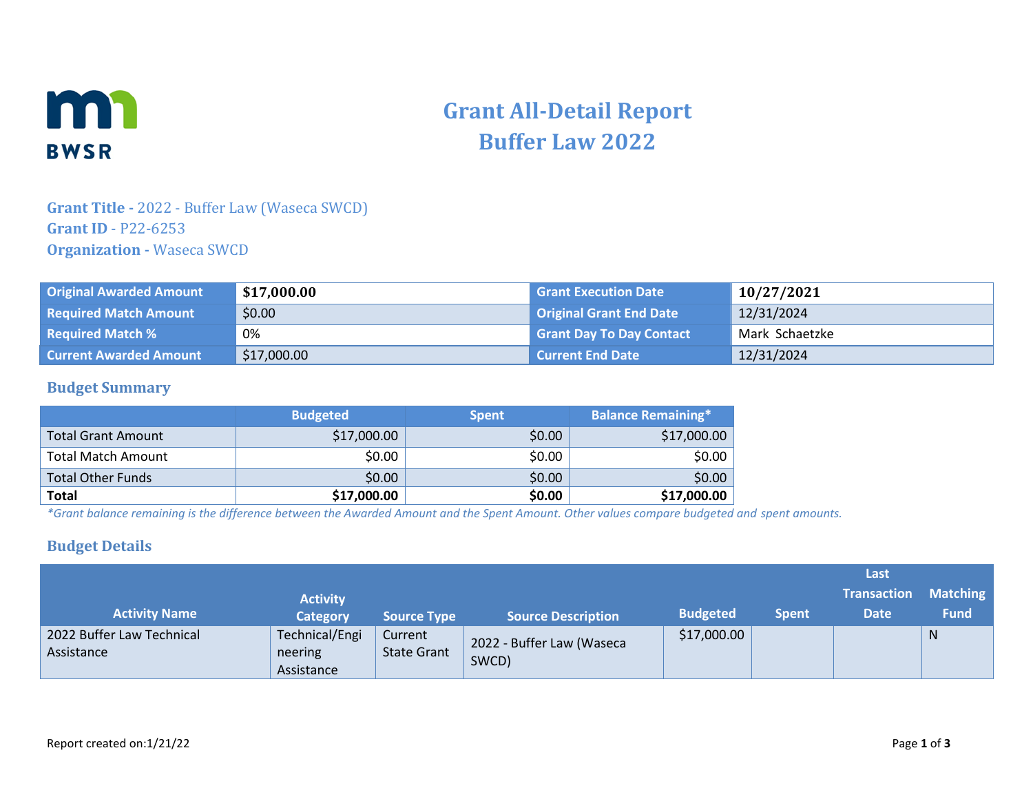# Grant All-Detail Report
# Buffer Law 2022

**Grant Title -** 2022 - Buffer Law (Waseca SWCD)
**Grant ID** - P22-6253
**Organization -** Waseca SWCD

| | | | |
|---|---|---|---|
| **Original Awarded Amount** | **$17,000.00** | **Grant Execution Date** | **10/27/2021** |
| **Required Match Amount** | $0.00 | **Original Grant End Date** | 12/31/2024 |
| **Required Match %** | 0% | **Grant Day To Day Contact** | Mark Schaetzke |
| **Current Awarded Amount** | $17,000.00 | **Current End Date** | 12/31/2024 |

## Budget Summary

| | Budgeted | Spent | Balance Remaining* |
|---|---|---|---|
| Total Grant Amount | $17,000.00 | $0.00 | $17,000.00 |
| Total Match Amount | $0.00 | $0.00 | $0.00 |
| Total Other Funds | $0.00 | $0.00 | $0.00 |
| **Total** | **$17,000.00** | **$0.00** | **$17,000.00** |

*\*Grant balance remaining is the difference between the Awarded Amount and the Spent Amount. Other values compare budgeted and spent amounts.*

## Budget Details

| Activity Name | Activity Category | Source Type | Source Description | Budgeted | Spent | Last Transaction Date | Matching Fund |
|---|---|---|---|---|---|---|---|
| 2022 Buffer Law Technical Assistance | Technical/Engineering Assistance | Current State Grant | 2022 - Buffer Law (Waseca SWCD) | $17,000.00 | | | N |

Report created on:1/21/22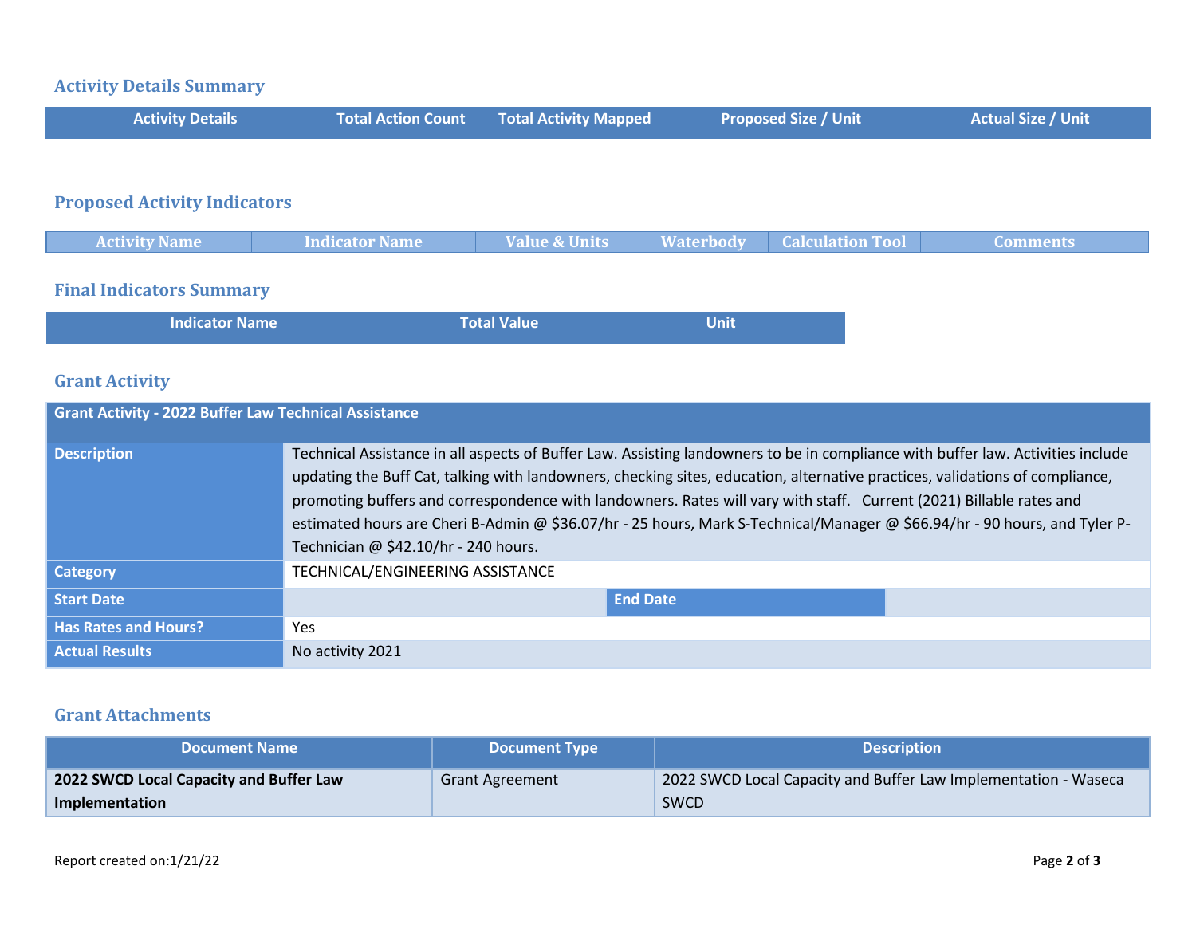## Activity Details Summary

| Activity Details | Total Action Count | Total Activity Mapped | Proposed Size / Unit | Actual Size / Unit |
|---|---|---|---|---|

## Proposed Activity Indicators

| Activity Name | Indicator Name | Value & Units | Waterbody | Calculation Tool | Comments |
|---|---|---|---|---|---|

## Final Indicators Summary

| Indicator Name | Total Value | Unit |
|---|---|---|

## Grant Activity

| Grant Activity - 2022 Buffer Law Technical Assistance | | | |
|---|---|---|---|
| **Description** | Technical Assistance in all aspects of Buffer Law. Assisting landowners to be in compliance with buffer law. Activities include updating the Buff Cat, talking with landowners, checking sites, education, alternative practices, validations of compliance, promoting buffers and correspondence with landowners. Rates will vary with staff. Current (2021) Billable rates and estimated hours are Cheri B-Admin @ $36.07/hr - 25 hours, Mark S-Technical/Manager @ $66.94/hr - 90 hours, and Tyler P-Technician @ $42.10/hr - 240 hours. | | |
| **Category** | TECHNICAL/ENGINEERING ASSISTANCE | | |
| **Start Date** | | **End Date** | |
| **Has Rates and Hours?** | Yes | | |
| **Actual Results** | No activity 2021 | | |

## Grant Attachments

| Document Name | Document Type | Description |
|---|---|---|
| **2022 SWCD Local Capacity and Buffer Law Implementation** | Grant Agreement | 2022 SWCD Local Capacity and Buffer Law Implementation - Waseca SWCD |

Report created on:1/21/22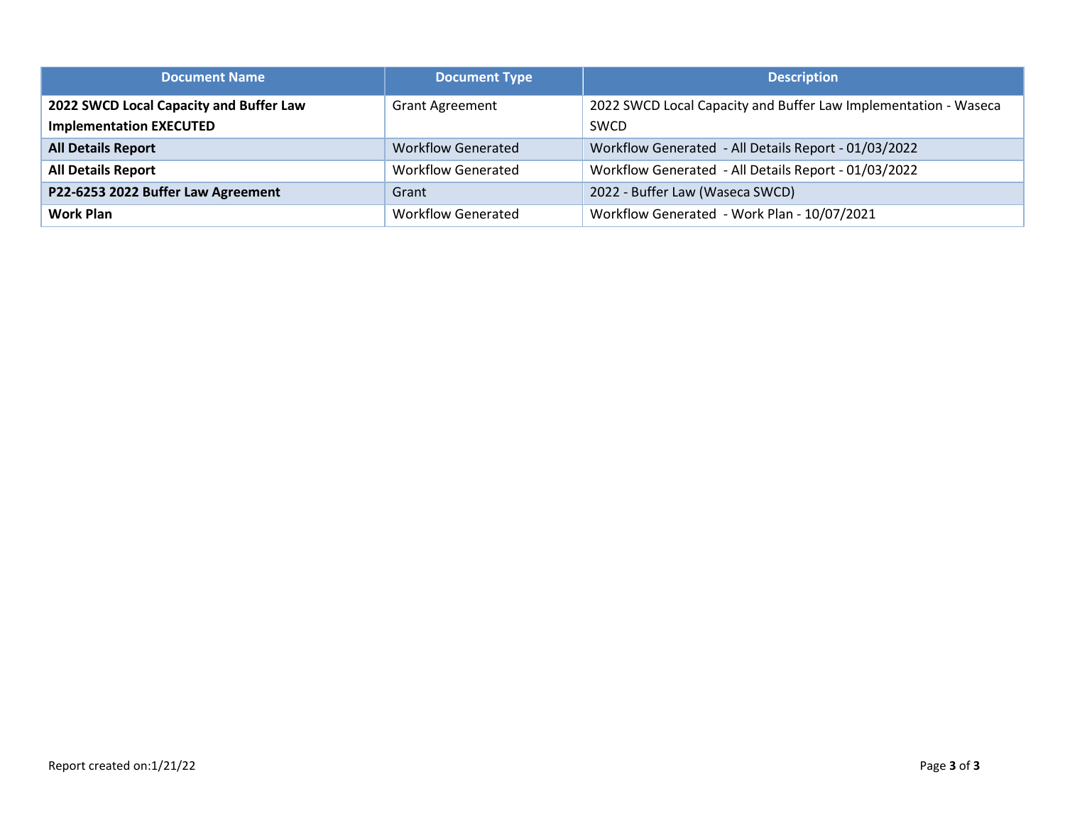| Document Name | Document Type | Description |
| --- | --- | --- |
| **2022 SWCD Local Capacity and Buffer Law Implementation EXECUTED** | Grant Agreement | 2022 SWCD Local Capacity and Buffer Law Implementation - Waseca SWCD |
| **All Details Report** | Workflow Generated | Workflow Generated - All Details Report - 01/03/2022 |
| **All Details Report** | Workflow Generated | Workflow Generated - All Details Report - 01/03/2022 |
| **P22-6253 2022 Buffer Law Agreement** | Grant | 2022 - Buffer Law (Waseca SWCD) |
| **Work Plan** | Workflow Generated | Workflow Generated - Work Plan - 10/07/2021 |

Report created on:1/21/22